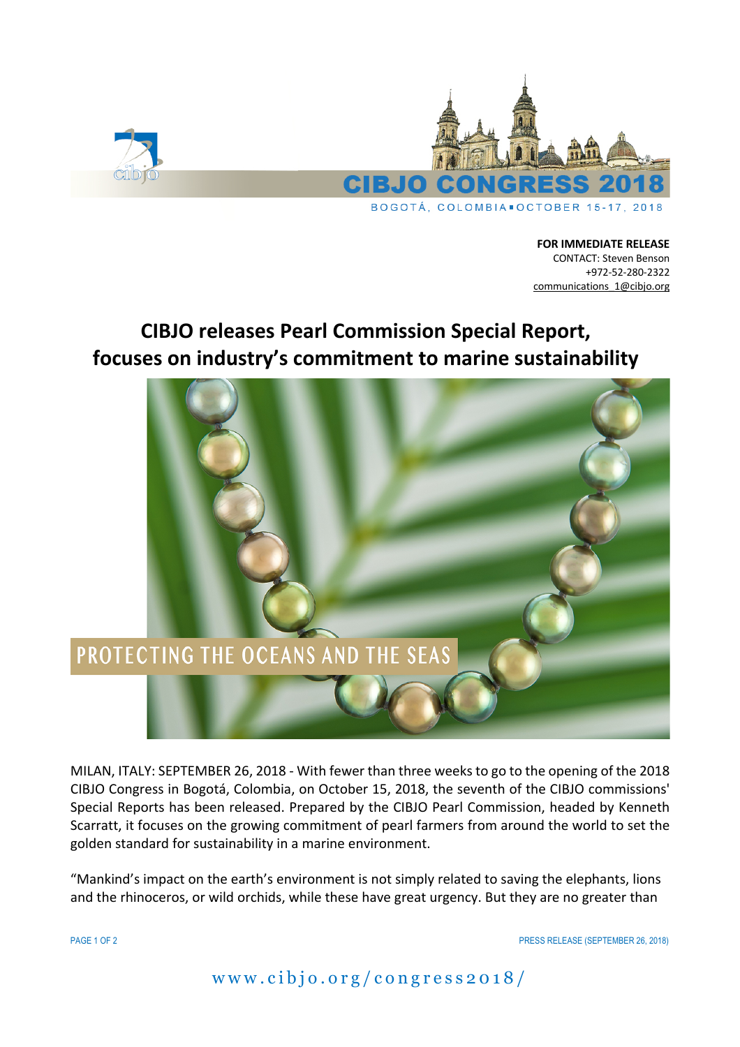**FOR IMMEDIATE RELEASE**
CONTACT: Steven Benson
+972-52-280-2322
communications_1@cibjo.org

# CIBJO releases Pearl Commission Special Report, focuses on industry's commitment to marine sustainability

MILAN, ITALY: SEPTEMBER 26, 2018 - With fewer than three weeks to go to the opening of the 2018 CIBJO Congress in Bogotá, Colombia, on October 15, 2018, the seventh of the CIBJO commissions' Special Reports has been released. Prepared by the CIBJO Pearl Commission, headed by Kenneth Scarratt, it focuses on the growing commitment of pearl farmers from around the world to set the golden standard for sustainability in a marine environment.

"Mankind's impact on the earth's environment is not simply related to saving the elephants, lions and the rhinoceros, or wild orchids, while these have great urgency. But they are no greater than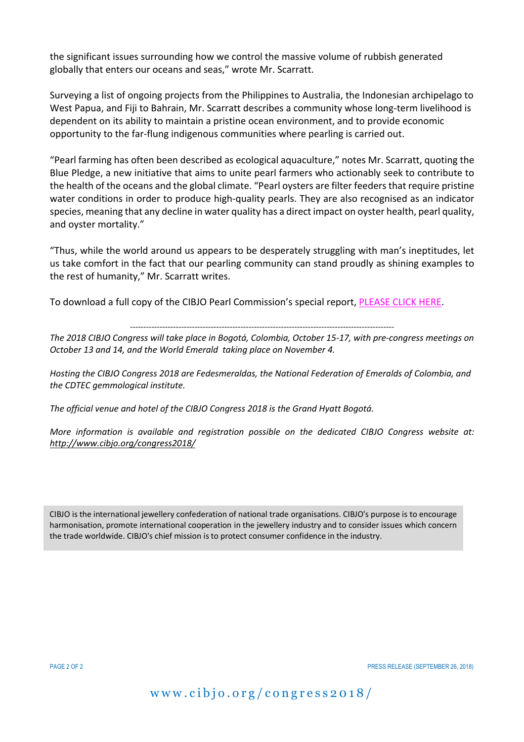the significant issues surrounding how we control the massive volume of rubbish generated globally that enters our oceans and seas," wrote Mr. Scarratt.

Surveying a list of ongoing projects from the Philippines to Australia, the Indonesian archipelago to West Papua, and Fiji to Bahrain, Mr. Scarratt describes a community whose long-term livelihood is dependent on its ability to maintain a pristine ocean environment, and to provide economic opportunity to the far-flung indigenous communities where pearling is carried out.

"Pearl farming has often been described as ecological aquaculture," notes Mr. Scarratt, quoting the Blue Pledge, a new initiative that aims to unite pearl farmers who actionably seek to contribute to the health of the oceans and the global climate. "Pearl oysters are filter feeders that require pristine water conditions in order to produce high-quality pearls. They are also recognised as an indicator species, meaning that any decline in water quality has a direct impact on oyster health, pearl quality, and oyster mortality."

"Thus, while the world around us appears to be desperately struggling with man's ineptitudes, let us take comfort in the fact that our pearling community can stand proudly as shining examples to the rest of humanity," Mr. Scarratt writes.

To download a full copy of the CIBJO Pearl Commission's special report, PLEASE CLICK HERE.

---

*The 2018 CIBJO Congress will take place in Bogotá, Colombia, October 15-17, with pre-congress meetings on October 13 and 14, and the World Emerald taking place on November 4.*

*Hosting the CIBJO Congress 2018 are Fedesmeraldas, the National Federation of Emeralds of Colombia, and the CDTEC gemmological institute.*

*The official venue and hotel of the CIBJO Congress 2018 is the Grand Hyatt Bogotá.*

*More information is available and registration possible on the dedicated CIBJO Congress website at: http://www.cibjo.org/congress2018/*

CIBJO is the international jewellery confederation of national trade organisations. CIBJO's purpose is to encourage harmonisation, promote international cooperation in the jewellery industry and to consider issues which concern the trade worldwide. CIBJO's chief mission is to protect consumer confidence in the industry.